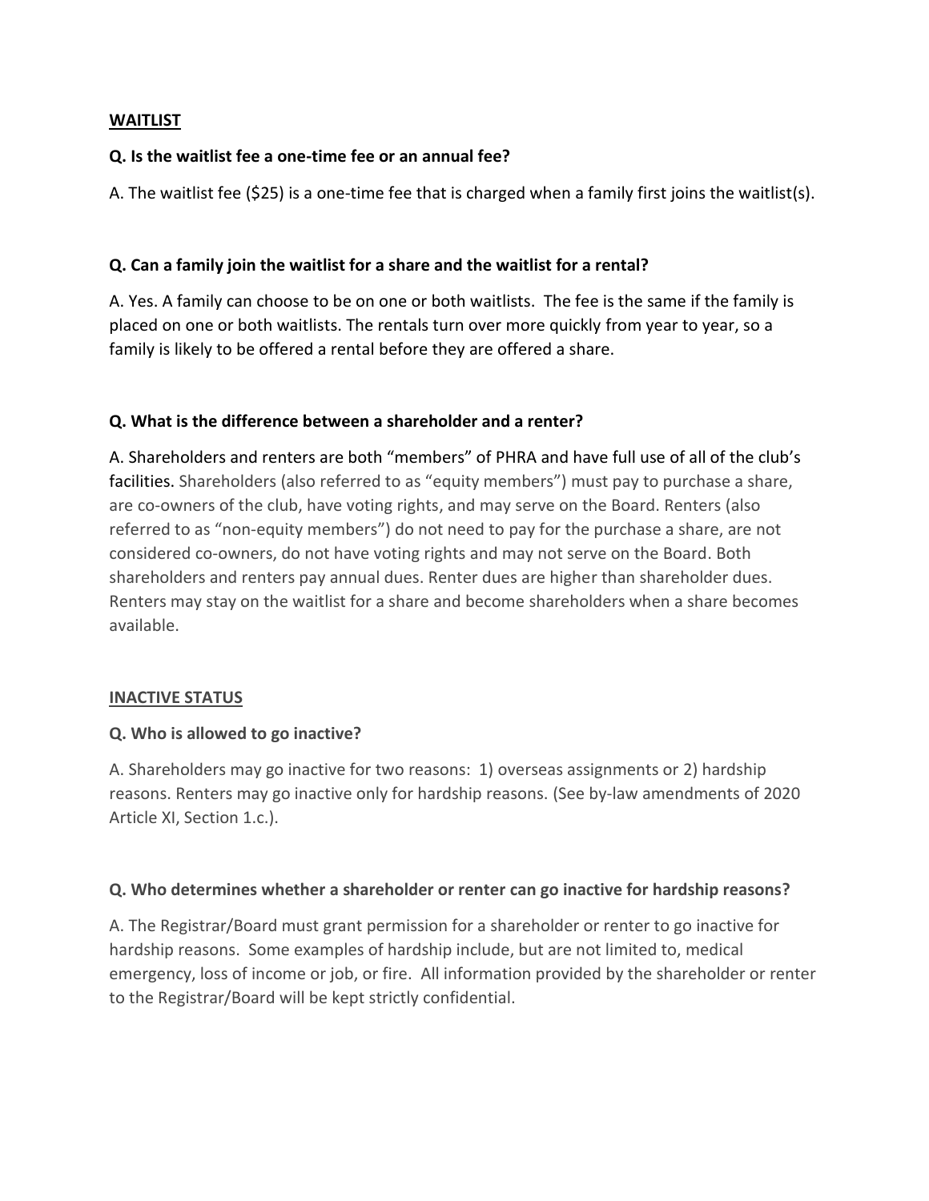## WAITLIST

**Q. Is the waitlist fee a one-time fee or an annual fee?**

A. The waitlist fee ($25) is a one-time fee that is charged when a family first joins the waitlist(s).

**Q. Can a family join the waitlist for a share and the waitlist for a rental?**

A. Yes. A family can choose to be on one or both waitlists. The fee is the same if the family is placed on one or both waitlists. The rentals turn over more quickly from year to year, so a family is likely to be offered a rental before they are offered a share.

**Q. What is the difference between a shareholder and a renter?**

A. Shareholders and renters are both "members" of PHRA and have full use of all of the club's facilities. Shareholders (also referred to as "equity members") must pay to purchase a share, are co-owners of the club, have voting rights, and may serve on the Board. Renters (also referred to as "non-equity members") do not need to pay for the purchase a share, are not considered co-owners, do not have voting rights and may not serve on the Board. Both shareholders and renters pay annual dues. Renter dues are higher than shareholder dues. Renters may stay on the waitlist for a share and become shareholders when a share becomes available.

## INACTIVE STATUS

**Q. Who is allowed to go inactive?**

A. Shareholders may go inactive for two reasons: 1) overseas assignments or 2) hardship reasons. Renters may go inactive only for hardship reasons. (See by-law amendments of 2020 Article XI, Section 1.c.).

**Q. Who determines whether a shareholder or renter can go inactive for hardship reasons?**

A. The Registrar/Board must grant permission for a shareholder or renter to go inactive for hardship reasons. Some examples of hardship include, but are not limited to, medical emergency, loss of income or job, or fire. All information provided by the shareholder or renter to the Registrar/Board will be kept strictly confidential.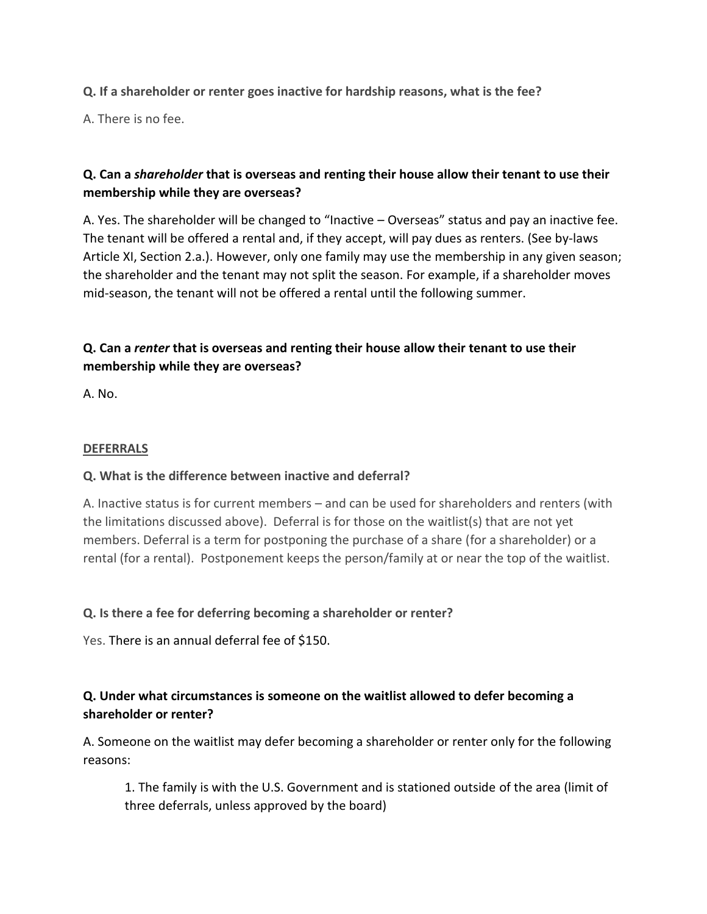**Q. If a shareholder or renter goes inactive for hardship reasons, what is the fee?**

A. There is no fee.

**Q. Can a *shareholder* that is overseas and renting their house allow their tenant to use their membership while they are overseas?**

A. Yes. The shareholder will be changed to "Inactive – Overseas" status and pay an inactive fee. The tenant will be offered a rental and, if they accept, will pay dues as renters. (See by-laws Article XI, Section 2.a.). However, only one family may use the membership in any given season; the shareholder and the tenant may not split the season. For example, if a shareholder moves mid-season, the tenant will not be offered a rental until the following summer.

**Q. Can a *renter* that is overseas and renting their house allow their tenant to use their membership while they are overseas?**

A. No.

**DEFERRALS**

**Q. What is the difference between inactive and deferral?**

A. Inactive status is for current members – and can be used for shareholders and renters (with the limitations discussed above). Deferral is for those on the waitlist(s) that are not yet members. Deferral is a term for postponing the purchase of a share (for a shareholder) or a rental (for a rental). Postponement keeps the person/family at or near the top of the waitlist.

**Q. Is there a fee for deferring becoming a shareholder or renter?**

Yes. There is an annual deferral fee of $150.

**Q. Under what circumstances is someone on the waitlist allowed to defer becoming a shareholder or renter?**

A. Someone on the waitlist may defer becoming a shareholder or renter only for the following reasons:

> 1. The family is with the U.S. Government and is stationed outside of the area (limit of three deferrals, unless approved by the board)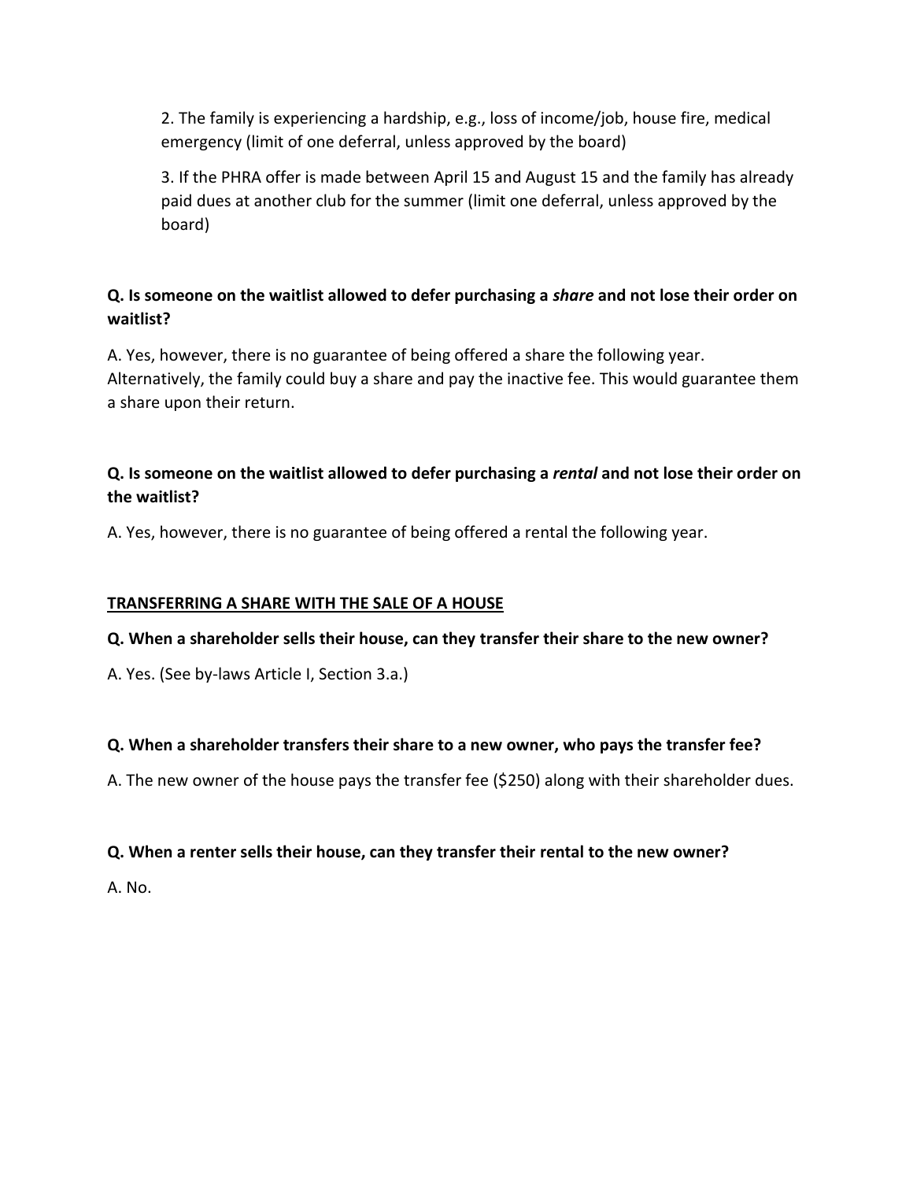2. The family is experiencing a hardship, e.g., loss of income/job, house fire, medical emergency (limit of one deferral, unless approved by the board)

3. If the PHRA offer is made between April 15 and August 15 and the family has already paid dues at another club for the summer (limit one deferral, unless approved by the board)

**Q. Is someone on the waitlist allowed to defer purchasing a *share* and not lose their order on waitlist?**

A. Yes, however, there is no guarantee of being offered a share the following year. Alternatively, the family could buy a share and pay the inactive fee. This would guarantee them a share upon their return.

**Q. Is someone on the waitlist allowed to defer purchasing a *rental* and not lose their order on the waitlist?**

A. Yes, however, there is no guarantee of being offered a rental the following year.

## <u>TRANSFERRING A SHARE WITH THE SALE OF A HOUSE</u>

**Q. When a shareholder sells their house, can they transfer their share to the new owner?**

A. Yes. (See by-laws Article I, Section 3.a.)

**Q. When a shareholder transfers their share to a new owner, who pays the transfer fee?**

A. The new owner of the house pays the transfer fee ($250) along with their shareholder dues.

**Q. When a renter sells their house, can they transfer their rental to the new owner?**

A. No.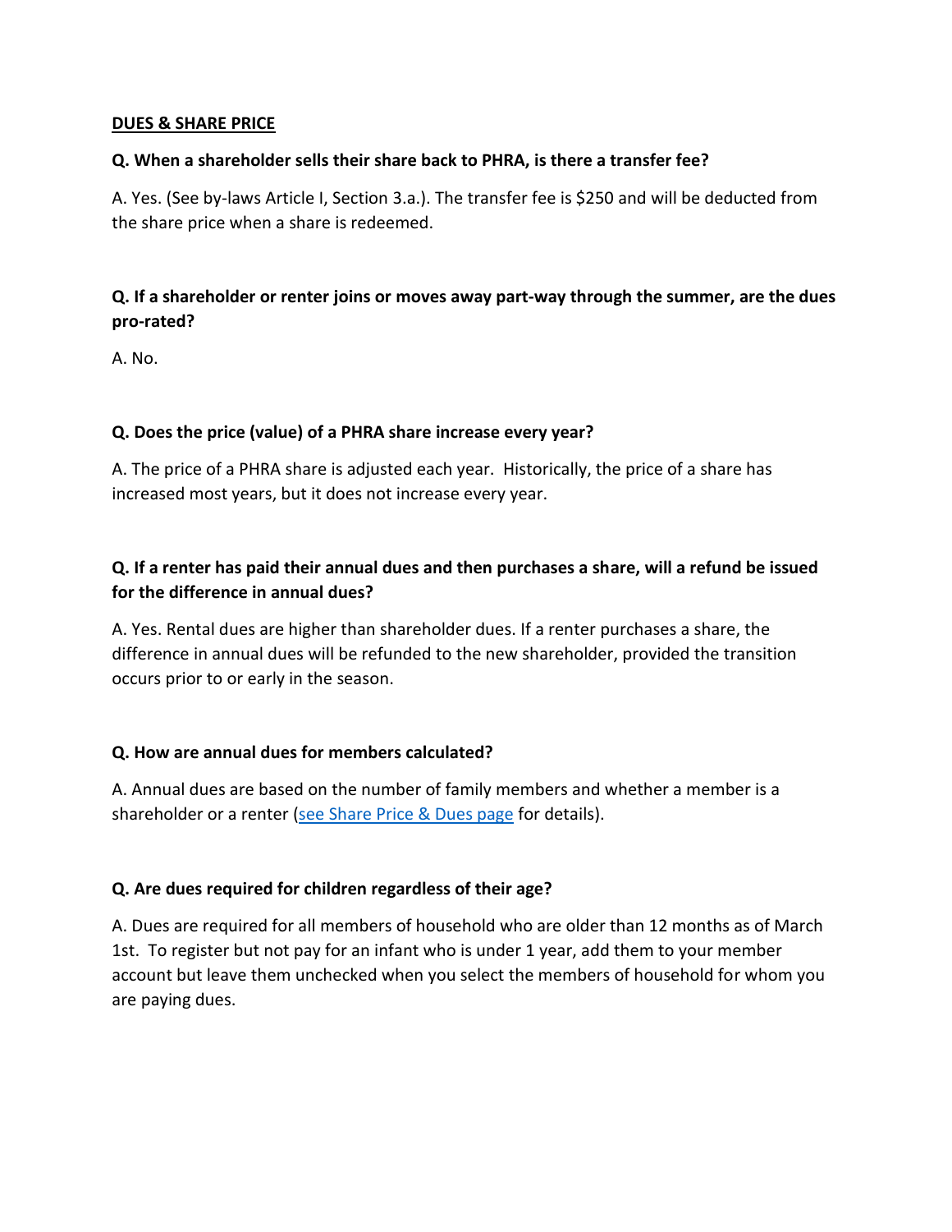## DUES & SHARE PRICE

**Q. When a shareholder sells their share back to PHRA, is there a transfer fee?**

A. Yes. (See by-laws Article I, Section 3.a.). The transfer fee is $250 and will be deducted from the share price when a share is redeemed.

**Q. If a shareholder or renter joins or moves away part-way through the summer, are the dues pro-rated?**

A. No.

**Q. Does the price (value) of a PHRA share increase every year?**

A. The price of a PHRA share is adjusted each year. Historically, the price of a share has increased most years, but it does not increase every year.

**Q. If a renter has paid their annual dues and then purchases a share, will a refund be issued for the difference in annual dues?**

A. Yes. Rental dues are higher than shareholder dues. If a renter purchases a share, the difference in annual dues will be refunded to the new shareholder, provided the transition occurs prior to or early in the season.

**Q. How are annual dues for members calculated?**

A. Annual dues are based on the number of family members and whether a member is a shareholder or a renter (see Share Price & Dues page for details).

**Q. Are dues required for children regardless of their age?**

A. Dues are required for all members of household who are older than 12 months as of March 1st. To register but not pay for an infant who is under 1 year, add them to your member account but leave them unchecked when you select the members of household for whom you are paying dues.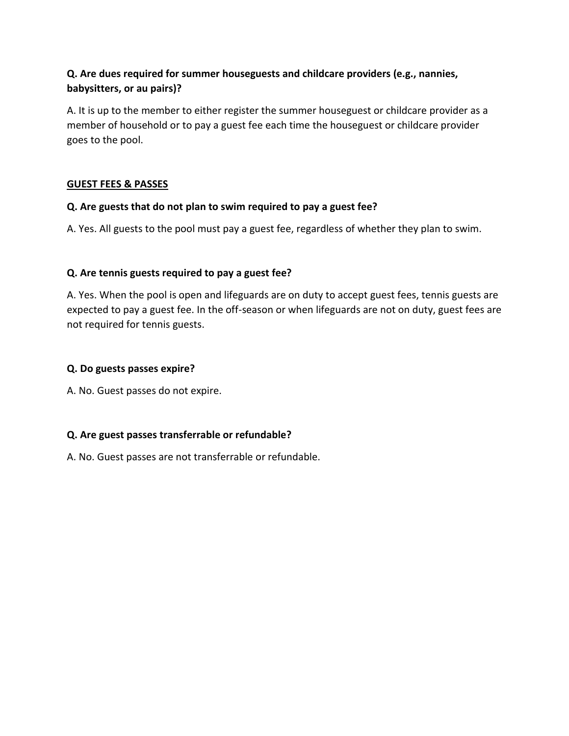**Q. Are dues required for summer houseguests and childcare providers (e.g., nannies, babysitters, or au pairs)?**

A. It is up to the member to either register the summer houseguest or childcare provider as a member of household or to pay a guest fee each time the houseguest or childcare provider goes to the pool.

## GUEST FEES & PASSES

**Q. Are guests that do not plan to swim required to pay a guest fee?**

A. Yes. All guests to the pool must pay a guest fee, regardless of whether they plan to swim.

**Q. Are tennis guests required to pay a guest fee?**

A. Yes. When the pool is open and lifeguards are on duty to accept guest fees, tennis guests are expected to pay a guest fee. In the off-season or when lifeguards are not on duty, guest fees are not required for tennis guests.

**Q. Do guests passes expire?**

A. No. Guest passes do not expire.

**Q. Are guest passes transferrable or refundable?**

A. No. Guest passes are not transferrable or refundable.